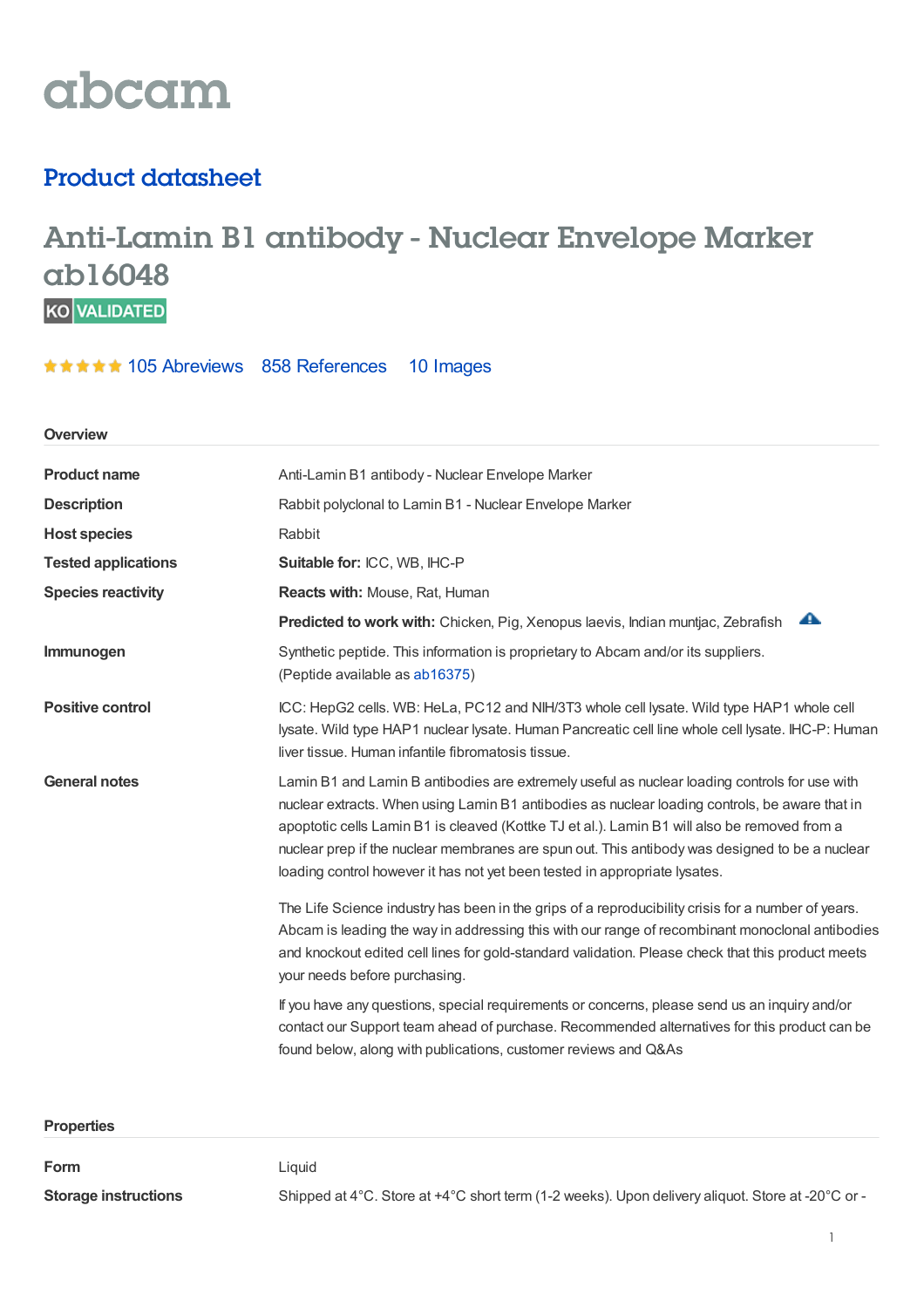abcam

## Product datasheet

# Anti-Lamin B1 antibody - Nuclear Envelope Marker ab16048

KO VALIDATED

★★★★★ 105 Abreviews 858 References 10 Images

### Overview

| | |
|---|---|
| **Product name** | Anti-Lamin B1 antibody - Nuclear Envelope Marker |
| **Description** | Rabbit polyclonal to Lamin B1 - Nuclear Envelope Marker |
| **Host species** | Rabbit |
| **Tested applications** | **Suitable for:** ICC, WB, IHC-P |
| **Species reactivity** | **Reacts with:** Mouse, Rat, Human |
| | **Predicted to work with:** Chicken, Pig, Xenopus laevis, Indian muntjac, Zebrafish |
| **Immunogen** | Synthetic peptide. This information is proprietary to Abcam and/or its suppliers. (Peptide available as ab16375) |
| **Positive control** | ICC: HepG2 cells. WB: HeLa, PC12 and NIH/3T3 whole cell lysate. Wild type HAP1 whole cell lysate. Wild type HAP1 nuclear lysate. Human Pancreatic cell line whole cell lysate. IHC-P: Human liver tissue. Human infantile fibromatosis tissue. |
| **General notes** | Lamin B1 and Lamin B antibodies are extremely useful as nuclear loading controls for use with nuclear extracts. When using Lamin B1 antibodies as nuclear loading controls, be aware that in apoptotic cells Lamin B1 is cleaved (Kottke TJ et al.). Lamin B1 will also be removed from a nuclear prep if the nuclear membranes are spun out. This antibody was designed to be a nuclear loading control however it has not yet been tested in appropriate lysates. |

The Life Science industry has been in the grips of a reproducibility crisis for a number of years. Abcam is leading the way in addressing this with our range of recombinant monoclonal antibodies and knockout edited cell lines for gold-standard validation. Please check that this product meets your needs before purchasing.

If you have any questions, special requirements or concerns, please send us an inquiry and/or contact our Support team ahead of purchase. Recommended alternatives for this product can be found below, along with publications, customer reviews and Q&As

### Properties

| | |
|---|---|
| **Form** | Liquid |
| **Storage instructions** | Shipped at 4°C. Store at +4°C short term (1-2 weeks). Upon delivery aliquot. Store at -20°C or - |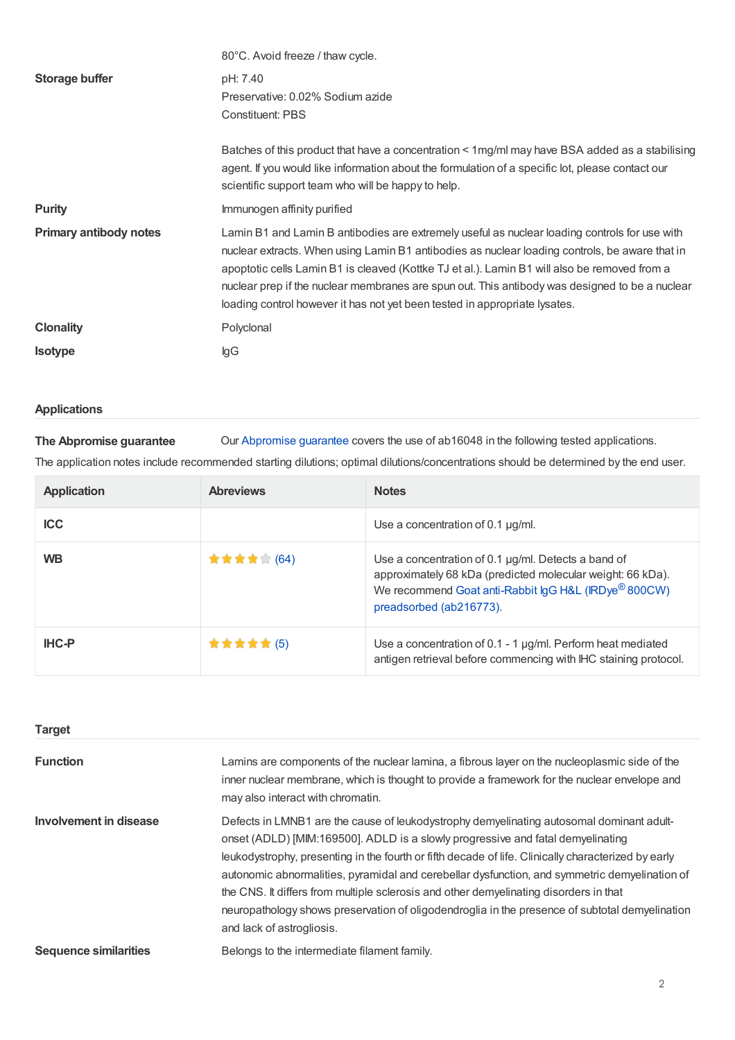| | |
|---|---|
| | 80°C. Avoid freeze / thaw cycle. |
| **Storage buffer** | pH: 7.40<br>Preservative: 0.02% Sodium azide<br>Constituent: PBS<br><br>Batches of this product that have a concentration < 1mg/ml may have BSA added as a stabilising agent. If you would like information about the formulation of a specific lot, please contact our scientific support team who will be happy to help. |
| **Purity** | Immunogen affinity purified |
| **Primary antibody notes** | Lamin B1 and Lamin B antibodies are extremely useful as nuclear loading controls for use with nuclear extracts. When using Lamin B1 antibodies as nuclear loading controls, be aware that in apoptotic cells Lamin B1 is cleaved (Kottke TJ et al.). Lamin B1 will also be removed from a nuclear prep if the nuclear membranes are spun out. This antibody was designed to be a nuclear loading control however it has not yet been tested in appropriate lysates. |
| **Clonality** | Polyclonal |
| **Isotype** | IgG |

## Applications

**The Abpromise guarantee** Our Abpromise guarantee covers the use of ab16048 in the following tested applications.

The application notes include recommended starting dilutions; optimal dilutions/concentrations should be determined by the end user.

| Application | Abreviews | Notes |
|---|---|---|
| ICC | | Use a concentration of 0.1 µg/ml. |
| WB | ★★★★☆ (64) | Use a concentration of 0.1 µg/ml. Detects a band of approximately 68 kDa (predicted molecular weight: 66 kDa). We recommend Goat anti-Rabbit IgG H&L (IRDye® 800CW) preadsorbed (ab216773). |
| IHC-P | ★★★★★ (5) | Use a concentration of 0.1 - 1 µg/ml. Perform heat mediated antigen retrieval before commencing with IHC staining protocol. |

## Target

| | |
|---|---|
| **Function** | Lamins are components of the nuclear lamina, a fibrous layer on the nucleoplasmic side of the inner nuclear membrane, which is thought to provide a framework for the nuclear envelope and may also interact with chromatin. |
| **Involvement in disease** | Defects in LMNB1 are the cause of leukodystrophy demyelinating autosomal dominant adult-onset (ADLD) [MIM:169500]. ADLD is a slowly progressive and fatal demyelinating leukodystrophy, presenting in the fourth or fifth decade of life. Clinically characterized by early autonomic abnormalities, pyramidal and cerebellar dysfunction, and symmetric demyelination of the CNS. It differs from multiple sclerosis and other demyelinating disorders in that neuropathology shows preservation of oligodendroglia in the presence of subtotal demyelination and lack of astrogliosis. |
| **Sequence similarities** | Belongs to the intermediate filament family. |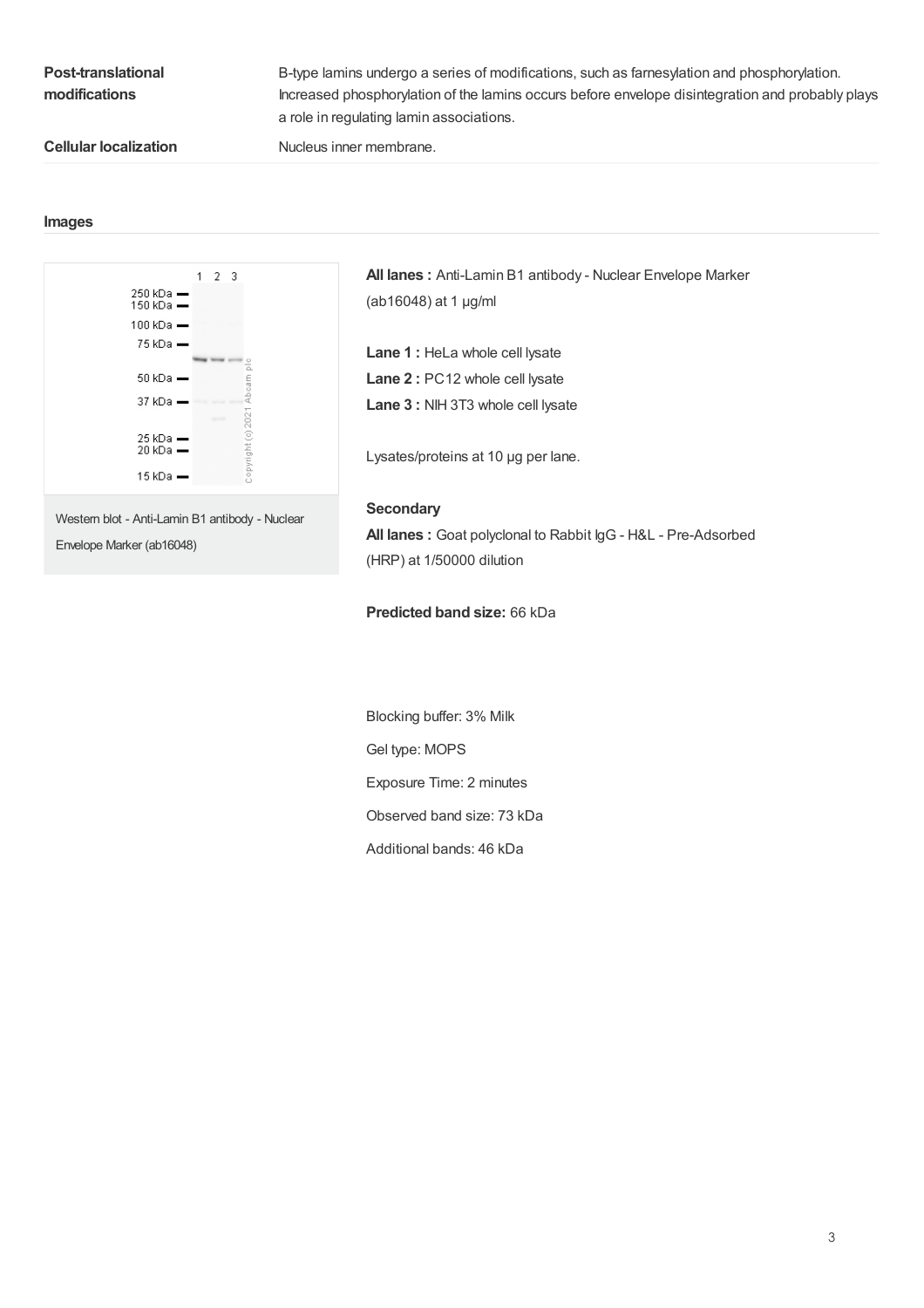| | |
|---|---|
| **Post-translational modifications** | B-type lamins undergo a series of modifications, such as farnesylation and phosphorylation. Increased phosphorylation of the lamins occurs before envelope disintegration and probably plays a role in regulating lamin associations. |
| **Cellular localization** | Nucleus inner membrane. |

## Images

Western blot - Anti-Lamin B1 antibody - Nuclear Envelope Marker (ab16048)

**All lanes :** Anti-Lamin B1 antibody - Nuclear Envelope Marker (ab16048) at 1 µg/ml

**Lane 1 :** HeLa whole cell lysate
**Lane 2 :** PC12 whole cell lysate
**Lane 3 :** NIH 3T3 whole cell lysate

Lysates/proteins at 10 µg per lane.

**Secondary**

**All lanes :** Goat polyclonal to Rabbit IgG - H&L - Pre-Adsorbed (HRP) at 1/50000 dilution

**Predicted band size:** 66 kDa

Blocking buffer: 3% Milk

Gel type: MOPS

Exposure Time: 2 minutes

Observed band size: 73 kDa

Additional bands: 46 kDa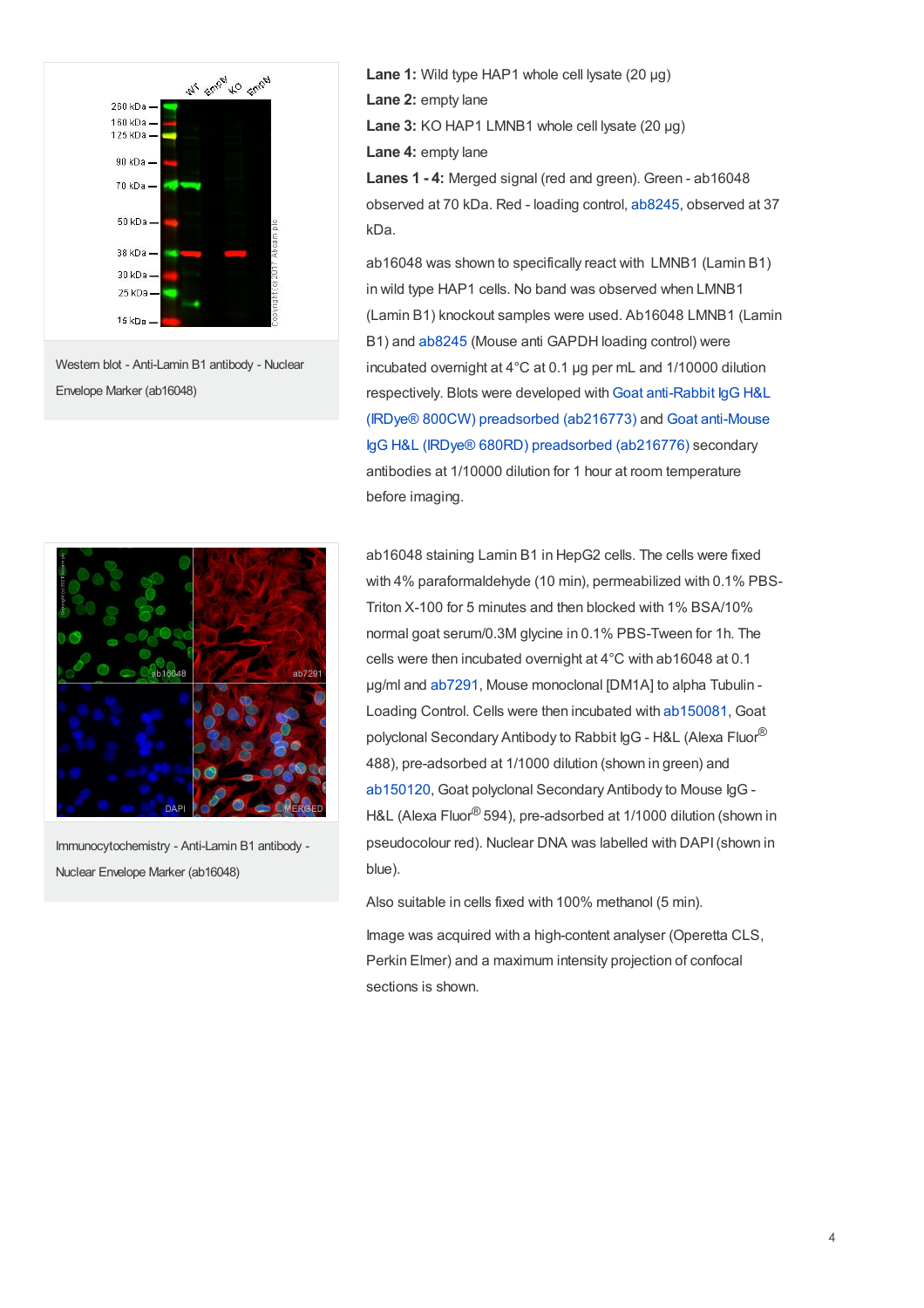Western blot - Anti-Lamin B1 antibody - Nuclear Envelope Marker (ab16048)

**Lane 1:** Wild type HAP1 whole cell lysate (20 µg)

**Lane 2:** empty lane

**Lane 3:** KO HAP1 LMNB1 whole cell lysate (20 µg)

**Lane 4:** empty lane

**Lanes 1 - 4:** Merged signal (red and green). Green - ab16048 observed at 70 kDa. Red - loading control, ab8245, observed at 37 kDa.

ab16048 was shown to specifically react with LMNB1 (Lamin B1) in wild type HAP1 cells. No band was observed when LMNB1 (Lamin B1) knockout samples were used. Ab16048 LMNB1 (Lamin B1) and ab8245 (Mouse anti GAPDH loading control) were incubated overnight at 4°C at 0.1 µg per mL and 1/10000 dilution respectively. Blots were developed with Goat anti-Rabbit IgG H&L (IRDye® 800CW) preadsorbed (ab216773) and Goat anti-Mouse IgG H&L (IRDye® 680RD) preadsorbed (ab216776) secondary antibodies at 1/10000 dilution for 1 hour at room temperature before imaging.

Immunocytochemistry - Anti-Lamin B1 antibody - Nuclear Envelope Marker (ab16048)

ab16048 staining Lamin B1 in HepG2 cells. The cells were fixed with 4% paraformaldehyde (10 min), permeabilized with 0.1% PBS-Triton X-100 for 5 minutes and then blocked with 1% BSA/10% normal goat serum/0.3M glycine in 0.1% PBS-Tween for 1h. The cells were then incubated overnight at 4°C with ab16048 at 0.1 µg/ml and ab7291, Mouse monoclonal [DM1A] to alpha Tubulin - Loading Control. Cells were then incubated with ab150081, Goat polyclonal Secondary Antibody to Rabbit IgG - H&L (Alexa Fluor® 488), pre-adsorbed at 1/1000 dilution (shown in green) and ab150120, Goat polyclonal Secondary Antibody to Mouse IgG - H&L (Alexa Fluor® 594), pre-adsorbed at 1/1000 dilution (shown in pseudocolour red). Nuclear DNA was labelled with DAPI (shown in blue).

Also suitable in cells fixed with 100% methanol (5 min).

Image was acquired with a high-content analyser (Operetta CLS, Perkin Elmer) and a maximum intensity projection of confocal sections is shown.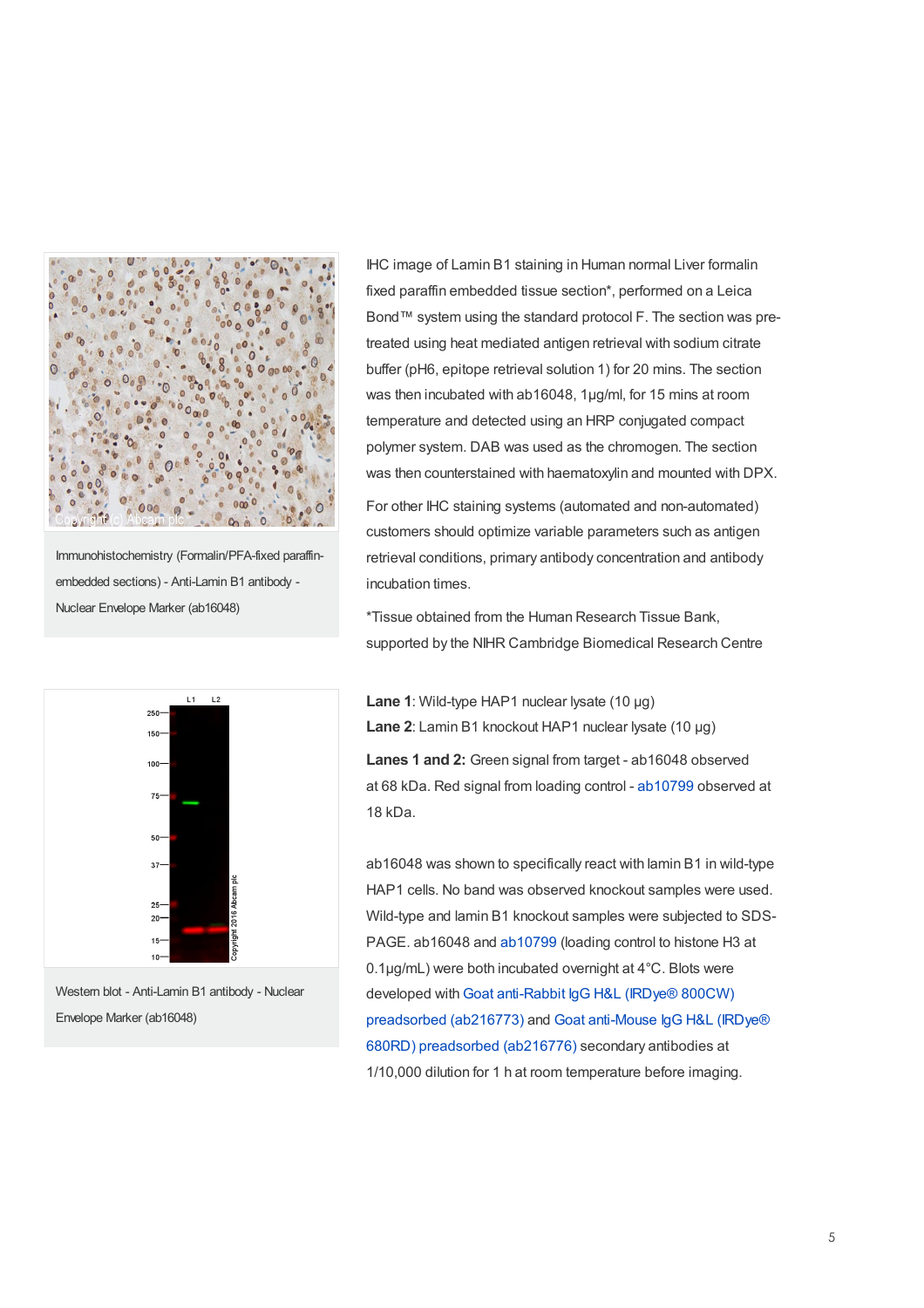Immunohistochemistry (Formalin/PFA-fixed paraffin-embedded sections) - Anti-Lamin B1 antibody - Nuclear Envelope Marker (ab16048)

IHC image of Lamin B1 staining in Human normal Liver formalin fixed paraffin embedded tissue section*, performed on a Leica Bond™ system using the standard protocol F. The section was pre-treated using heat mediated antigen retrieval with sodium citrate buffer (pH6, epitope retrieval solution 1) for 20 mins. The section was then incubated with ab16048, 1µg/ml, for 15 mins at room temperature and detected using an HRP conjugated compact polymer system. DAB was used as the chromogen. The section was then counterstained with haematoxylin and mounted with DPX.

For other IHC staining systems (automated and non-automated) customers should optimize variable parameters such as antigen retrieval conditions, primary antibody concentration and antibody incubation times.

*Tissue obtained from the Human Research Tissue Bank, supported by the NIHR Cambridge Biomedical Research Centre

Western blot - Anti-Lamin B1 antibody - Nuclear Envelope Marker (ab16048)

**Lane 1**: Wild-type HAP1 nuclear lysate (10 µg)

**Lane 2**: Lamin B1 knockout HAP1 nuclear lysate (10 µg)

**Lanes 1 and 2:** Green signal from target - ab16048 observed at 68 kDa. Red signal from loading control - ab10799 observed at 18 kDa.

ab16048 was shown to specifically react with lamin B1 in wild-type HAP1 cells. No band was observed knockout samples were used. Wild-type and lamin B1 knockout samples were subjected to SDS-PAGE. ab16048 and ab10799 (loading control to histone H3 at 0.1µg/mL) were both incubated overnight at 4°C. Blots were developed with Goat anti-Rabbit IgG H&L (IRDye® 800CW) preadsorbed (ab216773) and Goat anti-Mouse IgG H&L (IRDye® 680RD) preadsorbed (ab216776) secondary antibodies at 1/10,000 dilution for 1 h at room temperature before imaging.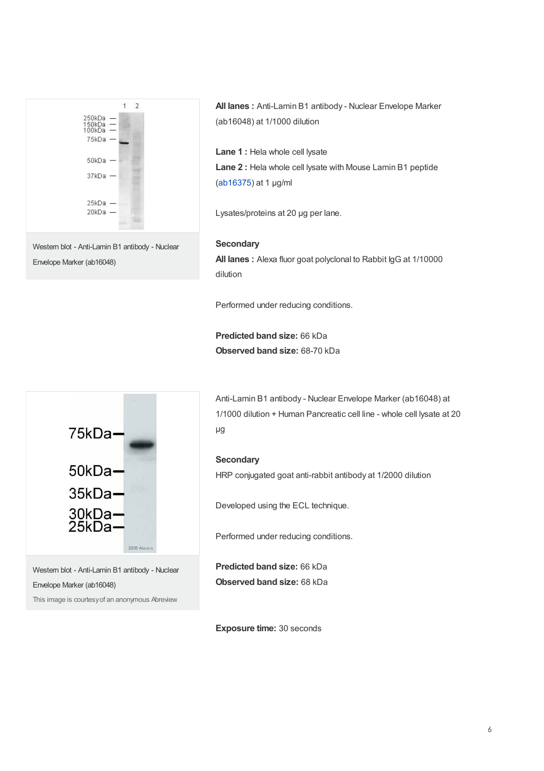Western blot - Anti-Lamin B1 antibody - Nuclear Envelope Marker (ab16048)

**All lanes :** Anti-Lamin B1 antibody - Nuclear Envelope Marker (ab16048) at 1/1000 dilution

**Lane 1 :** Hela whole cell lysate

**Lane 2 :** Hela whole cell lysate with Mouse Lamin B1 peptide (ab16375) at 1 µg/ml

Lysates/proteins at 20 µg per lane.

**Secondary**

**All lanes :** Alexa fluor goat polyclonal to Rabbit IgG at 1/10000 dilution

Performed under reducing conditions.

**Predicted band size:** 66 kDa

**Observed band size:** 68-70 kDa

Western blot - Anti-Lamin B1 antibody - Nuclear Envelope Marker (ab16048)

This image is courtesy of an anonymous Abreview

Anti-Lamin B1 antibody - Nuclear Envelope Marker (ab16048) at 1/1000 dilution + Human Pancreatic cell line - whole cell lysate at 20 µg

**Secondary**

HRP conjugated goat anti-rabbit antibody at 1/2000 dilution

Developed using the ECL technique.

Performed under reducing conditions.

**Predicted band size:** 66 kDa

**Observed band size:** 68 kDa

**Exposure time:** 30 seconds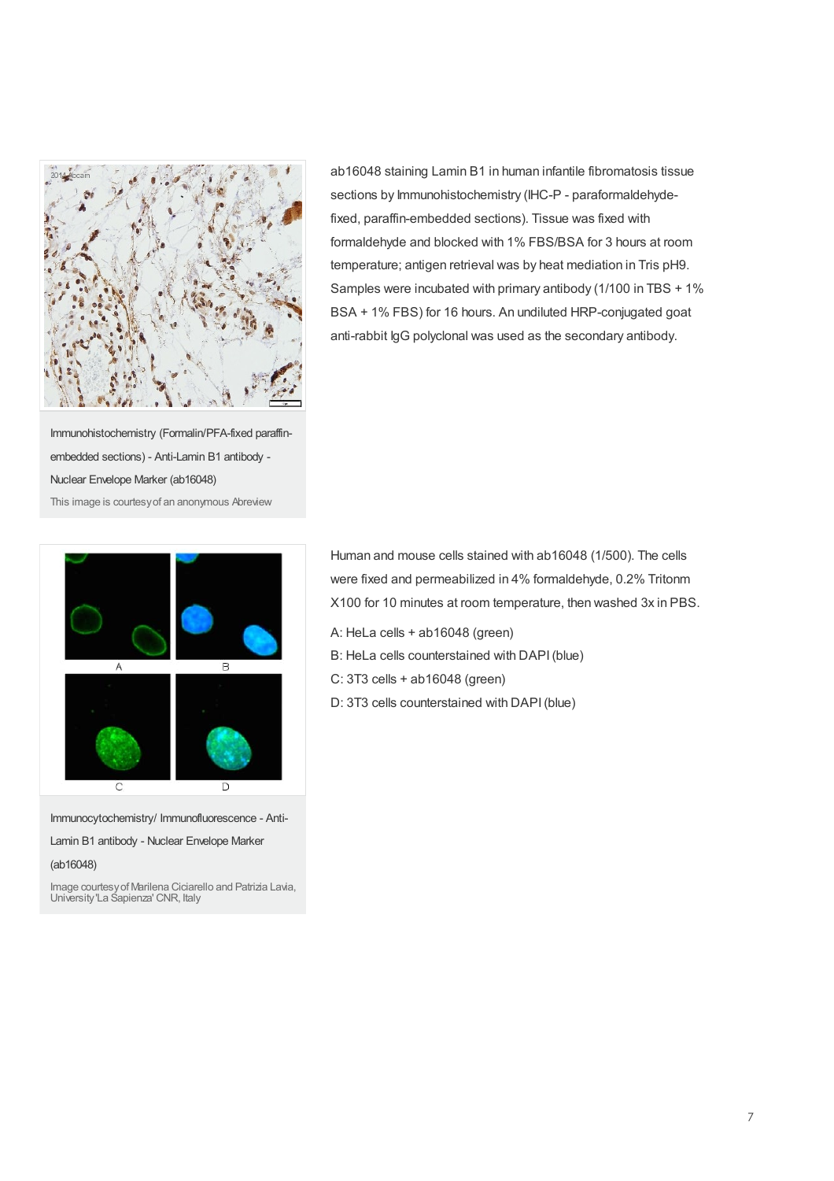Immunohistochemistry (Formalin/PFA-fixed paraffin-embedded sections) - Anti-Lamin B1 antibody - Nuclear Envelope Marker (ab16048)

This image is courtesy of an anonymous Abreview

ab16048 staining Lamin B1 in human infantile fibromatosis tissue sections by Immunohistochemistry (IHC-P - paraformaldehyde-fixed, paraffin-embedded sections). Tissue was fixed with formaldehyde and blocked with 1% FBS/BSA for 3 hours at room temperature; antigen retrieval was by heat mediation in Tris pH9. Samples were incubated with primary antibody (1/100 in TBS + 1% BSA + 1% FBS) for 16 hours. An undiluted HRP-conjugated goat anti-rabbit IgG polyclonal was used as the secondary antibody.

Immunocytochemistry/ Immunofluorescence - Anti-Lamin B1 antibody - Nuclear Envelope Marker (ab16048)

Image courtesy of Marilena Ciciarello and Patrizia Lavia, University 'La Sapienza' CNR, Italy

Human and mouse cells stained with ab16048 (1/500). The cells were fixed and permeabilized in 4% formaldehyde, 0.2% Tritonm X100 for 10 minutes at room temperature, then washed 3x in PBS.

A: HeLa cells + ab16048 (green)

B: HeLa cells counterstained with DAPI (blue)

C: 3T3 cells + ab16048 (green)

D: 3T3 cells counterstained with DAPI (blue)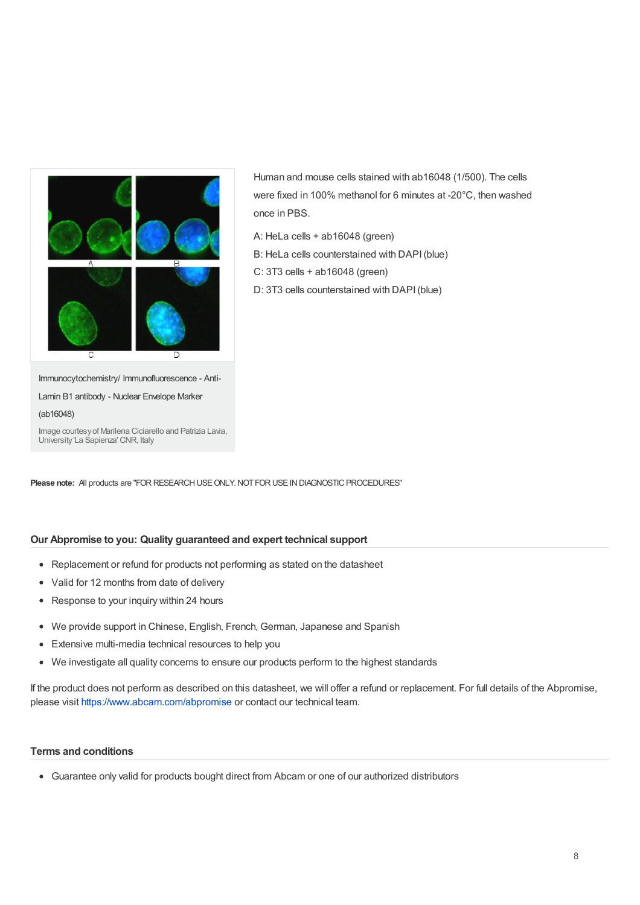A

B

C

D

Immunocytochemistry/ Immunofluorescence - Anti-Lamin B1 antibody - Nuclear Envelope Marker (ab16048)

Image courtesy of Marilena Ciciarello and Patrizia Lavia, University 'La Sapienza' CNR, Italy

Human and mouse cells stained with ab16048 (1/500). The cells were fixed in 100% methanol for 6 minutes at -20°C, then washed once in PBS.

A: HeLa cells + ab16048 (green)

B: HeLa cells counterstained with DAPI (blue)

C: 3T3 cells + ab16048 (green)

D: 3T3 cells counterstained with DAPI (blue)

**Please note:** All products are "FOR RESEARCH USE ONLY. NOT FOR USE IN DIAGNOSTIC PROCEDURES"

## Our Abpromise to you: Quality guaranteed and expert technical support

- Replacement or refund for products not performing as stated on the datasheet
- Valid for 12 months from date of delivery
- Response to your inquiry within 24 hours

- We provide support in Chinese, English, French, German, Japanese and Spanish
- Extensive multi-media technical resources to help you
- We investigate all quality concerns to ensure our products perform to the highest standards

If the product does not perform as described on this datasheet, we will offer a refund or replacement. For full details of the Abpromise, please visit https://www.abcam.com/abpromise or contact our technical team.

## Terms and conditions

- Guarantee only valid for products bought direct from Abcam or one of our authorized distributors